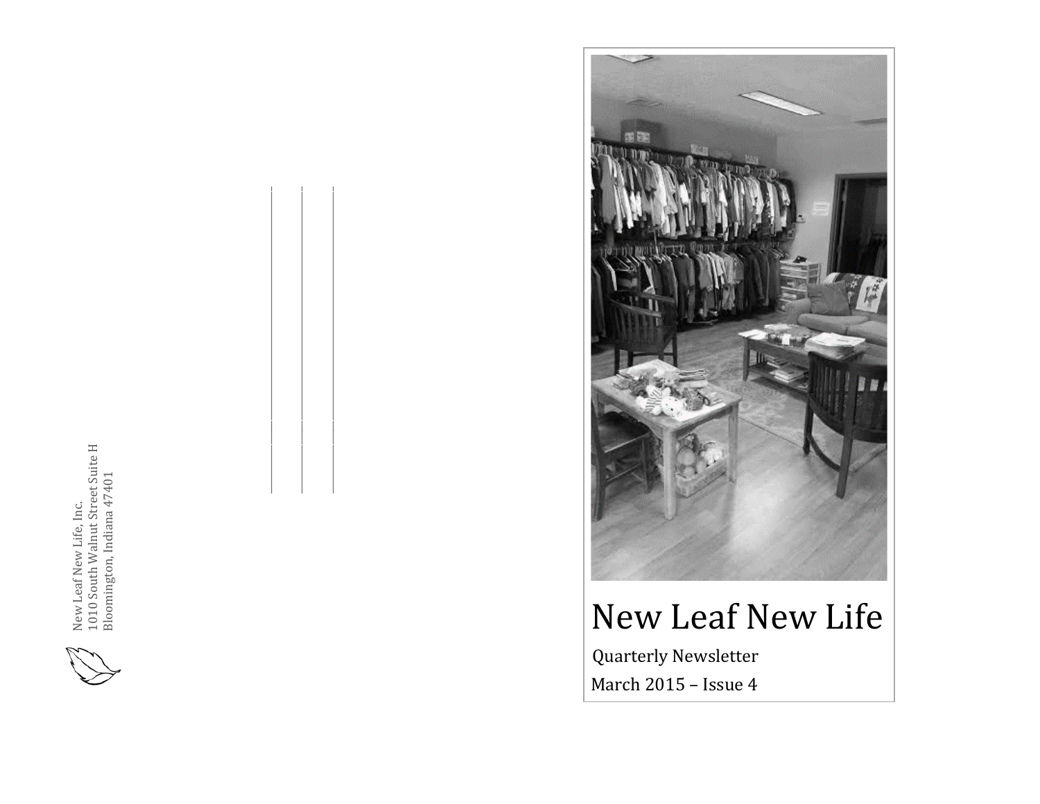New Leaf New Life, Inc.
1010 South Walnut Street Suite H
Bloomington, Indiana 47401

# New Leaf New Life

Quarterly Newsletter

March 2015 – Issue 4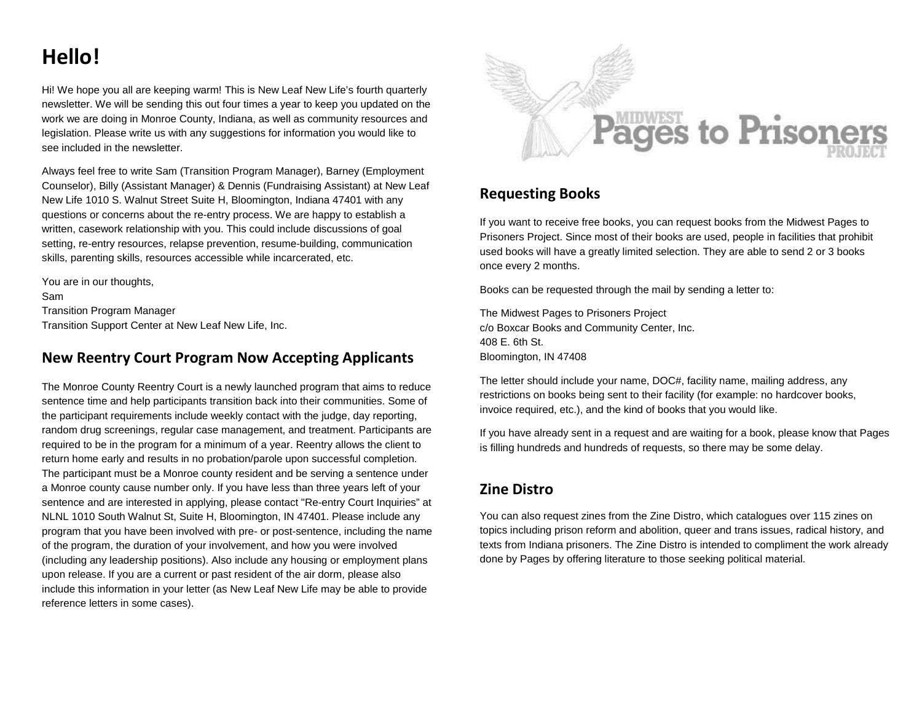# Hello!

Hi! We hope you all are keeping warm! This is New Leaf New Life's fourth quarterly newsletter. We will be sending this out four times a year to keep you updated on the work we are doing in Monroe County, Indiana, as well as community resources and legislation. Please write us with any suggestions for information you would like to see included in the newsletter.

Always feel free to write Sam (Transition Program Manager), Barney (Employment Counselor), Billy (Assistant Manager) & Dennis (Fundraising Assistant) at New Leaf New Life 1010 S. Walnut Street Suite H, Bloomington, Indiana 47401 with any questions or concerns about the re-entry process. We are happy to establish a written, casework relationship with you. This could include discussions of goal setting, re-entry resources, relapse prevention, resume-building, communication skills, parenting skills, resources accessible while incarcerated, etc.

You are in our thoughts,
Sam
Transition Program Manager
Transition Support Center at New Leaf New Life, Inc.

## New Reentry Court Program Now Accepting Applicants

The Monroe County Reentry Court is a newly launched program that aims to reduce sentence time and help participants transition back into their communities. Some of the participant requirements include weekly contact with the judge, day reporting, random drug screenings, regular case management, and treatment. Participants are required to be in the program for a minimum of a year. Reentry allows the client to return home early and results in no probation/parole upon successful completion. The participant must be a Monroe county resident and be serving a sentence under a Monroe county cause number only. If you have less than three years left of your sentence and are interested in applying, please contact "Re-entry Court Inquiries" at NLNL 1010 South Walnut St, Suite H, Bloomington, IN 47401. Please include any program that you have been involved with pre- or post-sentence, including the name of the program, the duration of your involvement, and how you were involved (including any leadership positions). Also include any housing or employment plans upon release. If you are a current or past resident of the air dorm, please also include this information in your letter (as New Leaf New Life may be able to provide reference letters in some cases).

MIDWEST Pages to Prisoners PROJECT

## Requesting Books

If you want to receive free books, you can request books from the Midwest Pages to Prisoners Project. Since most of their books are used, people in facilities that prohibit used books will have a greatly limited selection. They are able to send 2 or 3 books once every 2 months.

Books can be requested through the mail by sending a letter to:

The Midwest Pages to Prisoners Project
c/o Boxcar Books and Community Center, Inc.
408 E. 6th St.
Bloomington, IN 47408

The letter should include your name, DOC#, facility name, mailing address, any restrictions on books being sent to their facility (for example: no hardcover books, invoice required, etc.), and the kind of books that you would like.

If you have already sent in a request and are waiting for a book, please know that Pages is filling hundreds and hundreds of requests, so there may be some delay.

## Zine Distro

You can also request zines from the Zine Distro, which catalogues over 115 zines on topics including prison reform and abolition, queer and trans issues, radical history, and texts from Indiana prisoners. The Zine Distro is intended to compliment the work already done by Pages by offering literature to those seeking political material.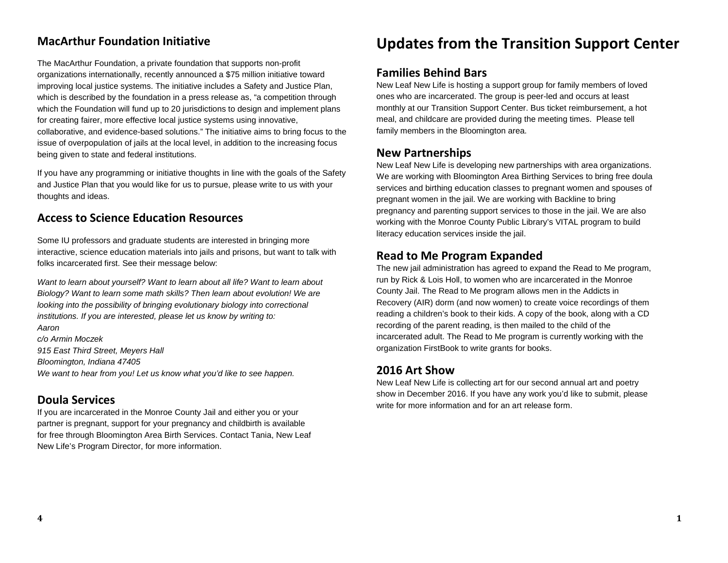## MacArthur Foundation Initiative

The MacArthur Foundation, a private foundation that supports non-profit organizations internationally, recently announced a $75 million initiative toward improving local justice systems. The initiative includes a Safety and Justice Plan, which is described by the foundation in a press release as, "a competition through which the Foundation will fund up to 20 jurisdictions to design and implement plans for creating fairer, more effective local justice systems using innovative, collaborative, and evidence-based solutions." The initiative aims to bring focus to the issue of overpopulation of jails at the local level, in addition to the increasing focus being given to state and federal institutions.

If you have any programming or initiative thoughts in line with the goals of the Safety and Justice Plan that you would like for us to pursue, please write to us with your thoughts and ideas.

## Access to Science Education Resources

Some IU professors and graduate students are interested in bringing more interactive, science education materials into jails and prisons, but want to talk with folks incarcerated first. See their message below:

*Want to learn about yourself? Want to learn about all life? Want to learn about Biology? Want to learn some math skills? Then learn about evolution! We are looking into the possibility of bringing evolutionary biology into correctional institutions. If you are interested, please let us know by writing to:*
*Aaron*
*c/o Armin Moczek*
*915 East Third Street, Meyers Hall*
*Bloomington, Indiana 47405*
*We want to hear from you! Let us know what you'd like to see happen.*

## Doula Services

If you are incarcerated in the Monroe County Jail and either you or your partner is pregnant, support for your pregnancy and childbirth is available for free through Bloomington Area Birth Services. Contact Tania, New Leaf New Life's Program Director, for more information.

# Updates from the Transition Support Center

## Families Behind Bars

New Leaf New Life is hosting a support group for family members of loved ones who are incarcerated. The group is peer-led and occurs at least monthly at our Transition Support Center. Bus ticket reimbursement, a hot meal, and childcare are provided during the meeting times. Please tell family members in the Bloomington area.

## New Partnerships

New Leaf New Life is developing new partnerships with area organizations. We are working with Bloomington Area Birthing Services to bring free doula services and birthing education classes to pregnant women and spouses of pregnant women in the jail. We are working with Backline to bring pregnancy and parenting support services to those in the jail. We are also working with the Monroe County Public Library's VITAL program to build literacy education services inside the jail.

## Read to Me Program Expanded

The new jail administration has agreed to expand the Read to Me program, run by Rick & Lois Holl, to women who are incarcerated in the Monroe County Jail. The Read to Me program allows men in the Addicts in Recovery (AIR) dorm (and now women) to create voice recordings of them reading a children's book to their kids. A copy of the book, along with a CD recording of the parent reading, is then mailed to the child of the incarcerated adult. The Read to Me program is currently working with the organization FirstBook to write grants for books.

## 2016 Art Show

New Leaf New Life is collecting art for our second annual art and poetry show in December 2016. If you have any work you'd like to submit, please write for more information and for an art release form.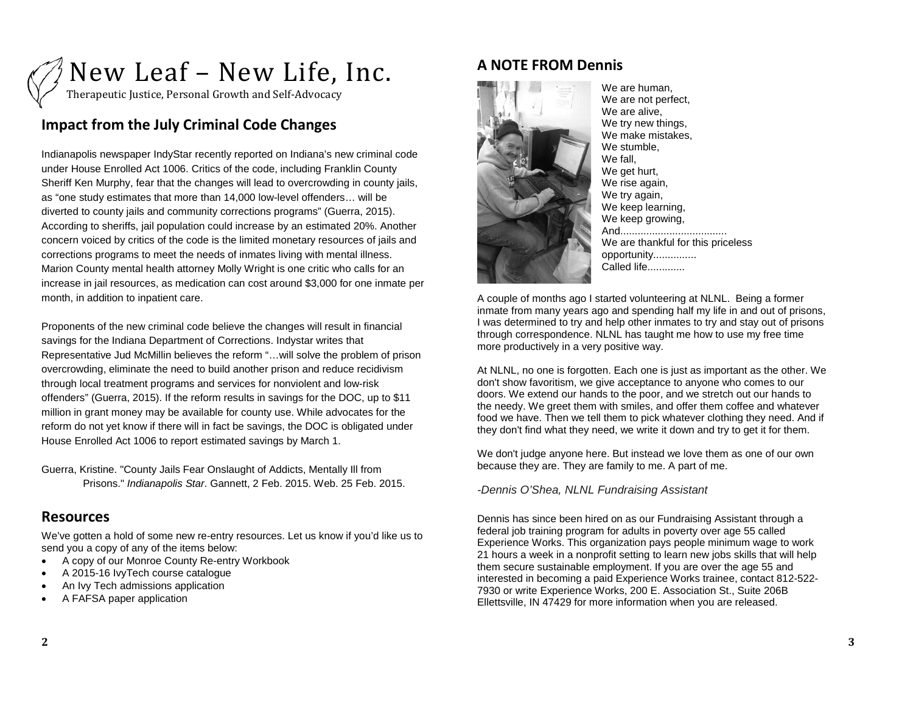# New Leaf – New Life, Inc.

Therapeutic Justice, Personal Growth and Self-Advocacy

## Impact from the July Criminal Code Changes

Indianapolis newspaper IndyStar recently reported on Indiana's new criminal code under House Enrolled Act 1006. Critics of the code, including Franklin County Sheriff Ken Murphy, fear that the changes will lead to overcrowding in county jails, as "one study estimates that more than 14,000 low-level offenders… will be diverted to county jails and community corrections programs" (Guerra, 2015). According to sheriffs, jail population could increase by an estimated 20%. Another concern voiced by critics of the code is the limited monetary resources of jails and corrections programs to meet the needs of inmates living with mental illness. Marion County mental health attorney Molly Wright is one critic who calls for an increase in jail resources, as medication can cost around $3,000 for one inmate per month, in addition to inpatient care.

Proponents of the new criminal code believe the changes will result in financial savings for the Indiana Department of Corrections. Indystar writes that Representative Jud McMillin believes the reform "…will solve the problem of prison overcrowding, eliminate the need to build another prison and reduce recidivism through local treatment programs and services for nonviolent and low-risk offenders" (Guerra, 2015). If the reform results in savings for the DOC, up to $11 million in grant money may be available for county use. While advocates for the reform do not yet know if there will in fact be savings, the DOC is obligated under House Enrolled Act 1006 to report estimated savings by March 1.

Guerra, Kristine. "County Jails Fear Onslaught of Addicts, Mentally Ill from Prisons." *Indianapolis Star*. Gannett, 2 Feb. 2015. Web. 25 Feb. 2015.

## Resources

We've gotten a hold of some new re-entry resources. Let us know if you'd like us to send you a copy of any of the items below:

- A copy of our Monroe County Re-entry Workbook
- A 2015-16 IvyTech course catalogue
- An Ivy Tech admissions application
- A FAFSA paper application

## A NOTE FROM Dennis

We are human,
We are not perfect,
We are alive,
We try new things,
We make mistakes,
We stumble,
We fall,
We get hurt,
We rise again,
We try again,
We keep learning,
We keep growing,
And....................................
We are thankful for this priceless opportunity...............
Called life.............

A couple of months ago I started volunteering at NLNL. Being a former inmate from many years ago and spending half my life in and out of prisons, I was determined to try and help other inmates to try and stay out of prisons through correspondence. NLNL has taught me how to use my free time more productively in a very positive way.

At NLNL, no one is forgotten. Each one is just as important as the other. We don't show favoritism, we give acceptance to anyone who comes to our doors. We extend our hands to the poor, and we stretch out our hands to the needy. We greet them with smiles, and offer them coffee and whatever food we have. Then we tell them to pick whatever clothing they need. And if they don't find what they need, we write it down and try to get it for them.

We don't judge anyone here. But instead we love them as one of our own because they are. They are family to me. A part of me.

*-Dennis O'Shea, NLNL Fundraising Assistant*

Dennis has since been hired on as our Fundraising Assistant through a federal job training program for adults in poverty over age 55 called Experience Works. This organization pays people minimum wage to work 21 hours a week in a nonprofit setting to learn new jobs skills that will help them secure sustainable employment. If you are over the age 55 and interested in becoming a paid Experience Works trainee, contact 812-522-7930 or write Experience Works, 200 E. Association St., Suite 206B Ellettsville, IN 47429 for more information when you are released.